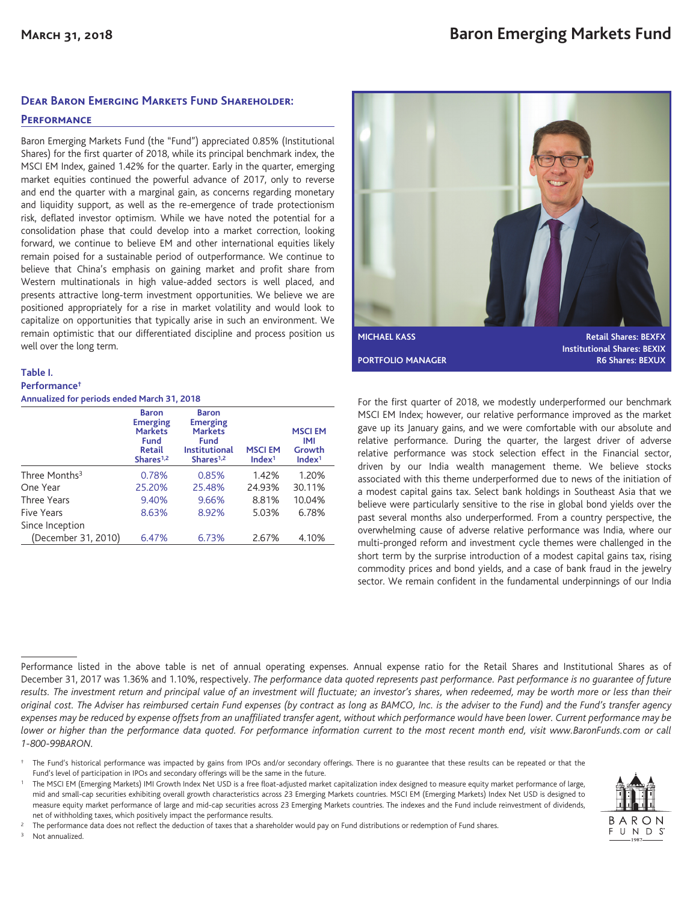# Baron Emerging Markets Fund

March 31, 2018

## Dear Baron Emerging Markets Fund Shareholder:

### Performance

Baron Emerging Markets Fund (the "Fund") appreciated 0.85% (Institutional Shares) for the first quarter of 2018, while its principal benchmark index, the MSCI EM Index, gained 1.42% for the quarter. Early in the quarter, emerging market equities continued the powerful advance of 2017, only to reverse and end the quarter with a marginal gain, as concerns regarding monetary and liquidity support, as well as the re-emergence of trade protectionism risk, deflated investor optimism. While we have noted the potential for a consolidation phase that could develop into a market correction, looking forward, we continue to believe EM and other international equities likely remain poised for a sustainable period of outperformance. We continue to believe that China's emphasis on gaining market and profit share from Western multinationals in high value-added sectors is well placed, and presents attractive long-term investment opportunities. We believe we are positioned appropriately for a rise in market volatility and would look to capitalize on opportunities that typically arise in such an environment. We remain optimistic that our differentiated discipline and process position us well over the long term.

**MICHAEL KASS**
**PORTFOLIO MANAGER**

Retail Shares: BEXFX
Institutional Shares: BEXIX
R6 Shares: BEXUX

**Table I.**
**Performance†**
**Annualized for periods ended March 31, 2018**

| | Baron Emerging Markets Fund Retail Shares[1,2] | Baron Emerging Markets Fund Institutional Shares[1,2] | MSCI EM Index[1] | MSCI EM IMI Growth Index[1] |
|---|---|---|---|---|
| Three Months[3] | 0.78% | 0.85% | 1.42% | 1.20% |
| One Year | 25.20% | 25.48% | 24.93% | 30.11% |
| Three Years | 9.40% | 9.66% | 8.81% | 10.04% |
| Five Years | 8.63% | 8.92% | 5.03% | 6.78% |
| Since Inception (December 31, 2010) | 6.47% | 6.73% | 2.67% | 4.10% |

For the first quarter of 2018, we modestly underperformed our benchmark MSCI EM Index; however, our relative performance improved as the market gave up its January gains, and we were comfortable with our absolute and relative performance. During the quarter, the largest driver of adverse relative performance was stock selection effect in the Financial sector, driven by our India wealth management theme. We believe stocks associated with this theme underperformed due to news of the initiation of a modest capital gains tax. Select bank holdings in Southeast Asia that we believe were particularly sensitive to the rise in global bond yields over the past several months also underperformed. From a country perspective, the overwhelming cause of adverse relative performance was India, where our multi-pronged reform and investment cycle themes were challenged in the short term by the surprise introduction of a modest capital gains tax, rising commodity prices and bond yields, and a case of bank fraud in the jewelry sector. We remain confident in the fundamental underpinnings of our India

Performance listed in the above table is net of annual operating expenses. Annual expense ratio for the Retail Shares and Institutional Shares as of December 31, 2017 was 1.36% and 1.10%, respectively. *The performance data quoted represents past performance. Past performance is no guarantee of future results. The investment return and principal value of an investment will fluctuate; an investor's shares, when redeemed, may be worth more or less than their original cost. The Adviser has reimbursed certain Fund expenses (by contract as long as BAMCO, Inc. is the adviser to the Fund) and the Fund's transfer agency expenses may be reduced by expense offsets from an unaffiliated transfer agent, without which performance would have been lower. Current performance may be lower or higher than the performance data quoted. For performance information current to the most recent month end, visit www.BaronFunds.com or call 1-800-99BARON.*

† The Fund's historical performance was impacted by gains from IPOs and/or secondary offerings. There is no guarantee that these results can be repeated or that the Fund's level of participation in IPOs and secondary offerings will be the same in the future.

[1] The MSCI EM (Emerging Markets) IMI Growth Index Net USD is a free float-adjusted market capitalization index designed to measure equity market performance of large, mid and small-cap securities exhibiting overall growth characteristics across 23 Emerging Markets countries. MSCI EM (Emerging Markets) Index Net USD is designed to measure equity market performance of large and mid-cap securities across 23 Emerging Markets countries. The indexes and the Fund include reinvestment of dividends, net of withholding taxes, which positively impact the performance results.

[2] The performance data does not reflect the deduction of taxes that a shareholder would pay on Fund distributions or redemption of Fund shares.

[3] Not annualized.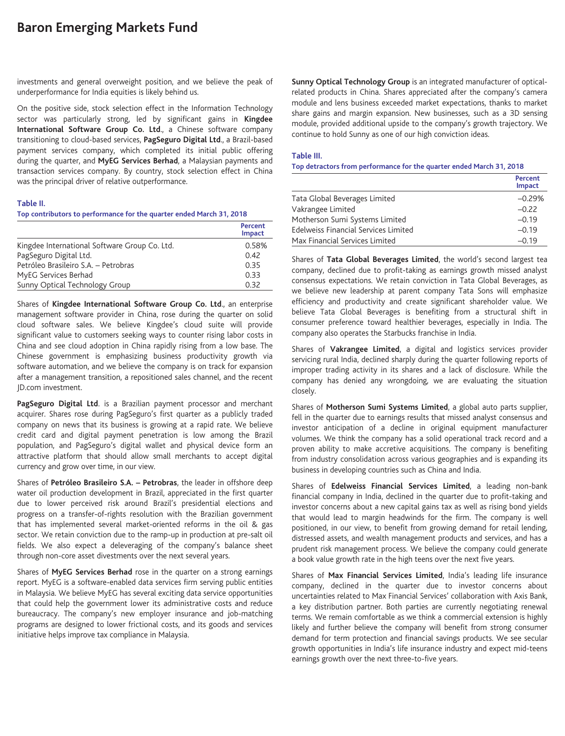investments and general overweight position, and we believe the peak of underperformance for India equities is likely behind us.

On the positive side, stock selection effect in the Information Technology sector was particularly strong, led by significant gains in **Kingdee International Software Group Co. Ltd**., a Chinese software company transitioning to cloud-based services, **PagSeguro Digital Ltd**., a Brazil-based payment services company, which completed its initial public offering during the quarter, and **MyEG Services Berhad**, a Malaysian payments and transaction services company. By country, stock selection effect in China was the principal driver of relative outperformance.

**Table II.**

**Top contributors to performance for the quarter ended March 31, 2018**

| | Percent Impact |
|---|---|
| Kingdee International Software Group Co. Ltd. | 0.58% |
| PagSeguro Digital Ltd. | 0.42 |
| Petróleo Brasileiro S.A. – Petrobras | 0.35 |
| MyEG Services Berhad | 0.33 |
| Sunny Optical Technology Group | 0.32 |

Shares of **Kingdee International Software Group Co. Ltd**., an enterprise management software provider in China, rose during the quarter on solid cloud software sales. We believe Kingdee's cloud suite will provide significant value to customers seeking ways to counter rising labor costs in China and see cloud adoption in China rapidly rising from a low base. The Chinese government is emphasizing business productivity growth via software automation, and we believe the company is on track for expansion after a management transition, a repositioned sales channel, and the recent JD.com investment.

**PagSeguro Digital Ltd**. is a Brazilian payment processor and merchant acquirer. Shares rose during PagSeguro's first quarter as a publicly traded company on news that its business is growing at a rapid rate. We believe credit card and digital payment penetration is low among the Brazil population, and PagSeguro's digital wallet and physical device form an attractive platform that should allow small merchants to accept digital currency and grow over time, in our view.

Shares of **Petróleo Brasileiro S.A. – Petrobras**, the leader in offshore deep water oil production development in Brazil, appreciated in the first quarter due to lower perceived risk around Brazil's presidential elections and progress on a transfer-of-rights resolution with the Brazilian government that has implemented several market-oriented reforms in the oil & gas sector. We retain conviction due to the ramp-up in production at pre-salt oil fields. We also expect a deleveraging of the company's balance sheet through non-core asset divestments over the next several years.

Shares of **MyEG Services Berhad** rose in the quarter on a strong earnings report. MyEG is a software-enabled data services firm serving public entities in Malaysia. We believe MyEG has several exciting data service opportunities that could help the government lower its administrative costs and reduce bureaucracy. The company's new employer insurance and job-matching programs are designed to lower frictional costs, and its goods and services initiative helps improve tax compliance in Malaysia.

**Sunny Optical Technology Group** is an integrated manufacturer of optical-related products in China. Shares appreciated after the company's camera module and lens business exceeded market expectations, thanks to market share gains and margin expansion. New businesses, such as a 3D sensing module, provided additional upside to the company's growth trajectory. We continue to hold Sunny as one of our high conviction ideas.

**Table III.**

**Top detractors from performance for the quarter ended March 31, 2018**

| | Percent Impact |
|---|---|
| Tata Global Beverages Limited | –0.29% |
| Vakrangee Limited | –0.22 |
| Motherson Sumi Systems Limited | –0.19 |
| Edelweiss Financial Services Limited | –0.19 |
| Max Financial Services Limited | –0.19 |

Shares of **Tata Global Beverages Limited**, the world's second largest tea company, declined due to profit-taking as earnings growth missed analyst consensus expectations. We retain conviction in Tata Global Beverages, as we believe new leadership at parent company Tata Sons will emphasize efficiency and productivity and create significant shareholder value. We believe Tata Global Beverages is benefiting from a structural shift in consumer preference toward healthier beverages, especially in India. The company also operates the Starbucks franchise in India.

Shares of **Vakrangee Limited**, a digital and logistics services provider servicing rural India, declined sharply during the quarter following reports of improper trading activity in its shares and a lack of disclosure. While the company has denied any wrongdoing, we are evaluating the situation closely.

Shares of **Motherson Sumi Systems Limited**, a global auto parts supplier, fell in the quarter due to earnings results that missed analyst consensus and investor anticipation of a decline in original equipment manufacturer volumes. We think the company has a solid operational track record and a proven ability to make accretive acquisitions. The company is benefiting from industry consolidation across various geographies and is expanding its business in developing countries such as China and India.

Shares of **Edelweiss Financial Services Limited**, a leading non-bank financial company in India, declined in the quarter due to profit-taking and investor concerns about a new capital gains tax as well as rising bond yields that would lead to margin headwinds for the firm. The company is well positioned, in our view, to benefit from growing demand for retail lending, distressed assets, and wealth management products and services, and has a prudent risk management process. We believe the company could generate a book value growth rate in the high teens over the next five years.

Shares of **Max Financial Services Limited**, India's leading life insurance company, declined in the quarter due to investor concerns about uncertainties related to Max Financial Services' collaboration with Axis Bank, a key distribution partner. Both parties are currently negotiating renewal terms. We remain comfortable as we think a commercial extension is highly likely and further believe the company will benefit from strong consumer demand for term protection and financial savings products. We see secular growth opportunities in India's life insurance industry and expect mid-teens earnings growth over the next three-to-five years.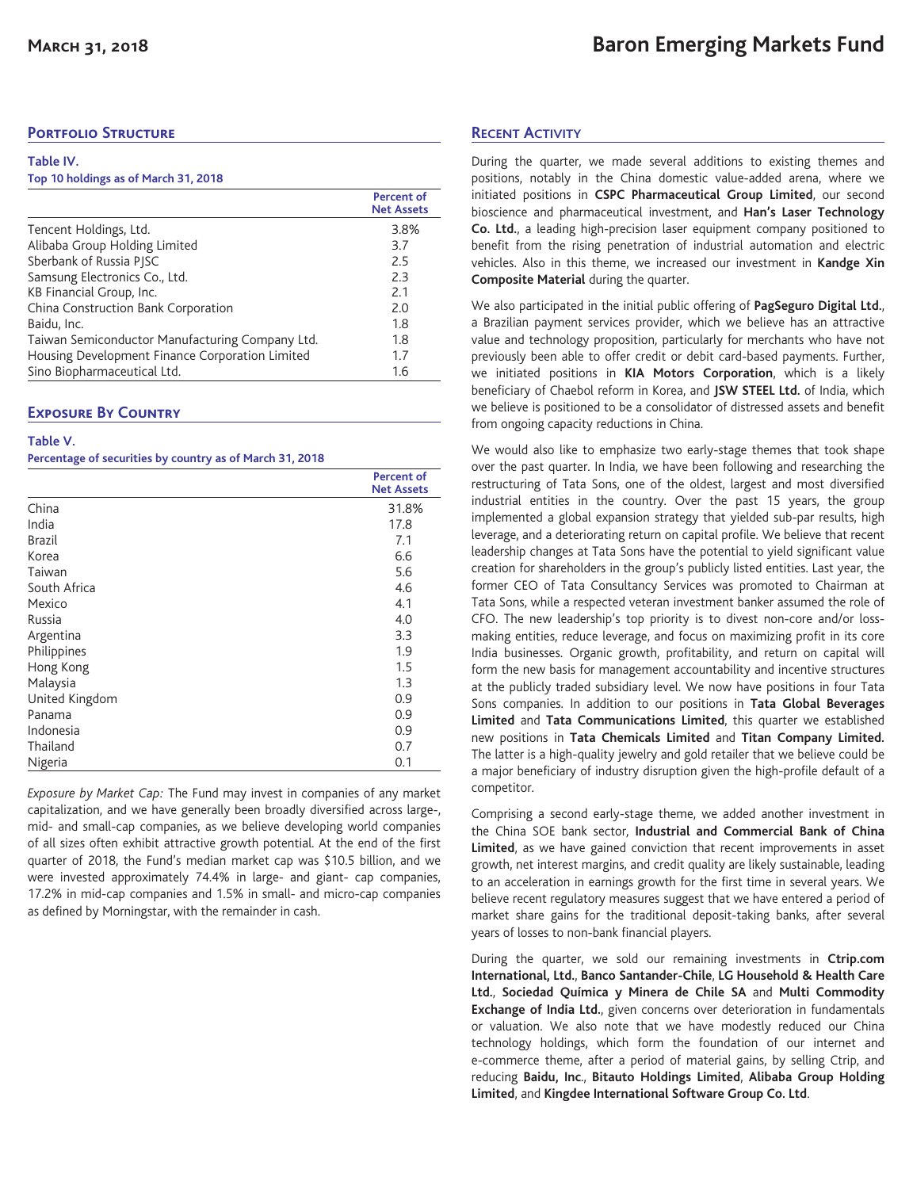## Portfolio Structure

**Table IV.**
**Top 10 holdings as of March 31, 2018**

| | Percent of Net Assets |
|---|---|
| Tencent Holdings, Ltd. | 3.8% |
| Alibaba Group Holding Limited | 3.7 |
| Sberbank of Russia PJSC | 2.5 |
| Samsung Electronics Co., Ltd. | 2.3 |
| KB Financial Group, Inc. | 2.1 |
| China Construction Bank Corporation | 2.0 |
| Baidu, Inc. | 1.8 |
| Taiwan Semiconductor Manufacturing Company Ltd. | 1.8 |
| Housing Development Finance Corporation Limited | 1.7 |
| Sino Biopharmaceutical Ltd. | 1.6 |

## Exposure By Country

**Table V.**
**Percentage of securities by country as of March 31, 2018**

| | Percent of Net Assets |
|---|---|
| China | 31.8% |
| India | 17.8 |
| Brazil | 7.1 |
| Korea | 6.6 |
| Taiwan | 5.6 |
| South Africa | 4.6 |
| Mexico | 4.1 |
| Russia | 4.0 |
| Argentina | 3.3 |
| Philippines | 1.9 |
| Hong Kong | 1.5 |
| Malaysia | 1.3 |
| United Kingdom | 0.9 |
| Panama | 0.9 |
| Indonesia | 0.9 |
| Thailand | 0.7 |
| Nigeria | 0.1 |

*Exposure by Market Cap:* The Fund may invest in companies of any market capitalization, and we have generally been broadly diversified across large-, mid- and small-cap companies, as we believe developing world companies of all sizes often exhibit attractive growth potential. At the end of the first quarter of 2018, the Fund's median market cap was $10.5 billion, and we were invested approximately 74.4% in large- and giant- cap companies, 17.2% in mid-cap companies and 1.5% in small- and micro-cap companies as defined by Morningstar, with the remainder in cash.

## Recent Activity

During the quarter, we made several additions to existing themes and positions, notably in the China domestic value-added arena, where we initiated positions in **CSPC Pharmaceutical Group Limited**, our second bioscience and pharmaceutical investment, and **Han's Laser Technology Co. Ltd.**, a leading high-precision laser equipment company positioned to benefit from the rising penetration of industrial automation and electric vehicles. Also in this theme, we increased our investment in **Kandge Xin Composite Material** during the quarter.

We also participated in the initial public offering of **PagSeguro Digital Ltd.**, a Brazilian payment services provider, which we believe has an attractive value and technology proposition, particularly for merchants who have not previously been able to offer credit or debit card-based payments. Further, we initiated positions in **KIA Motors Corporation**, which is a likely beneficiary of Chaebol reform in Korea, and **JSW STEEL Ltd.** of India, which we believe is positioned to be a consolidator of distressed assets and benefit from ongoing capacity reductions in China.

We would also like to emphasize two early-stage themes that took shape over the past quarter. In India, we have been following and researching the restructuring of Tata Sons, one of the oldest, largest and most diversified industrial entities in the country. Over the past 15 years, the group implemented a global expansion strategy that yielded sub-par results, high leverage, and a deteriorating return on capital profile. We believe that recent leadership changes at Tata Sons have the potential to yield significant value creation for shareholders in the group's publicly listed entities. Last year, the former CEO of Tata Consultancy Services was promoted to Chairman at Tata Sons, while a respected veteran investment banker assumed the role of CFO. The new leadership's top priority is to divest non-core and/or loss-making entities, reduce leverage, and focus on maximizing profit in its core India businesses. Organic growth, profitability, and return on capital will form the new basis for management accountability and incentive structures at the publicly traded subsidiary level. We now have positions in four Tata Sons companies. In addition to our positions in **Tata Global Beverages Limited** and **Tata Communications Limited**, this quarter we established new positions in **Tata Chemicals Limited** and **Titan Company Limited.** The latter is a high-quality jewelry and gold retailer that we believe could be a major beneficiary of industry disruption given the high-profile default of a competitor.

Comprising a second early-stage theme, we added another investment in the China SOE bank sector, **Industrial and Commercial Bank of China Limited**, as we have gained conviction that recent improvements in asset growth, net interest margins, and credit quality are likely sustainable, leading to an acceleration in earnings growth for the first time in several years. We believe recent regulatory measures suggest that we have entered a period of market share gains for the traditional deposit-taking banks, after several years of losses to non-bank financial players.

During the quarter, we sold our remaining investments in **Ctrip.com International, Ltd.**, **Banco Santander-Chile**, **LG Household & Health Care Ltd.**, **Sociedad Química y Minera de Chile SA** and **Multi Commodity Exchange of India Ltd.**, given concerns over deterioration in fundamentals or valuation. We also note that we have modestly reduced our China technology holdings, which form the foundation of our internet and e-commerce theme, after a period of material gains, by selling Ctrip, and reducing **Baidu, Inc.**, **Bitauto Holdings Limited**, **Alibaba Group Holding Limited**, and **Kingdee International Software Group Co. Ltd**.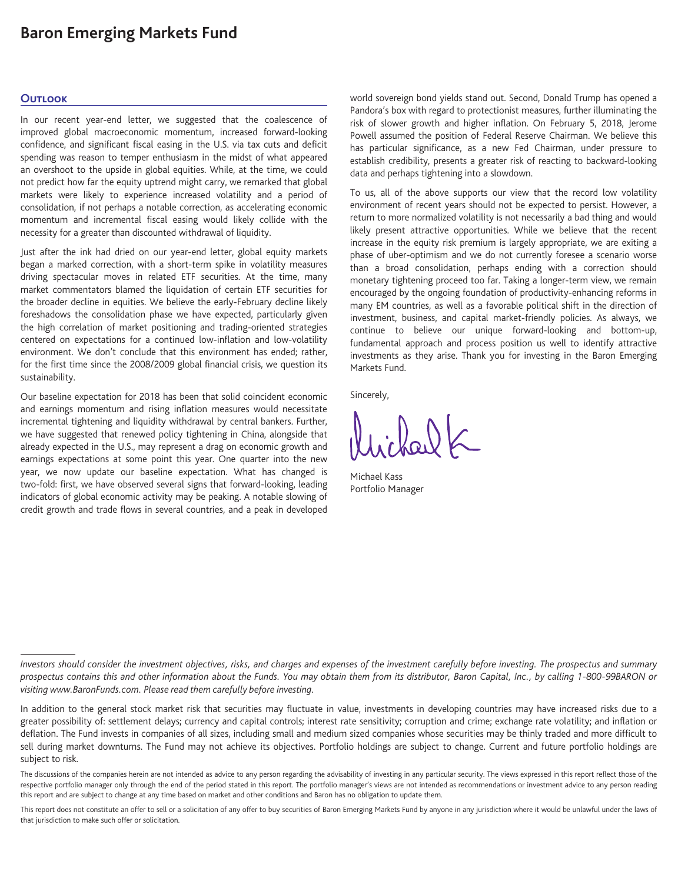# Baron Emerging Markets Fund

## Outlook

In our recent year-end letter, we suggested that the coalescence of improved global macroeconomic momentum, increased forward-looking confidence, and significant fiscal easing in the U.S. via tax cuts and deficit spending was reason to temper enthusiasm in the midst of what appeared an overshoot to the upside in global equities. While, at the time, we could not predict how far the equity uptrend might carry, we remarked that global markets were likely to experience increased volatility and a period of consolidation, if not perhaps a notable correction, as accelerating economic momentum and incremental fiscal easing would likely collide with the necessity for a greater than discounted withdrawal of liquidity.

Just after the ink had dried on our year-end letter, global equity markets began a marked correction, with a short-term spike in volatility measures driving spectacular moves in related ETF securities. At the time, many market commentators blamed the liquidation of certain ETF securities for the broader decline in equities. We believe the early-February decline likely foreshadows the consolidation phase we have expected, particularly given the high correlation of market positioning and trading-oriented strategies centered on expectations for a continued low-inflation and low-volatility environment. We don't conclude that this environment has ended; rather, for the first time since the 2008/2009 global financial crisis, we question its sustainability.

Our baseline expectation for 2018 has been that solid coincident economic and earnings momentum and rising inflation measures would necessitate incremental tightening and liquidity withdrawal by central bankers. Further, we have suggested that renewed policy tightening in China, alongside that already expected in the U.S., may represent a drag on economic growth and earnings expectations at some point this year. One quarter into the new year, we now update our baseline expectation. What has changed is two-fold: first, we have observed several signs that forward-looking, leading indicators of global economic activity may be peaking. A notable slowing of credit growth and trade flows in several countries, and a peak in developed world sovereign bond yields stand out. Second, Donald Trump has opened a Pandora's box with regard to protectionist measures, further illuminating the risk of slower growth and higher inflation. On February 5, 2018, Jerome Powell assumed the position of Federal Reserve Chairman. We believe this has particular significance, as a new Fed Chairman, under pressure to establish credibility, presents a greater risk of reacting to backward-looking data and perhaps tightening into a slowdown.

To us, all of the above supports our view that the record low volatility environment of recent years should not be expected to persist. However, a return to more normalized volatility is not necessarily a bad thing and would likely present attractive opportunities. While we believe that the recent increase in the equity risk premium is largely appropriate, we are exiting a phase of uber-optimism and we do not currently foresee a scenario worse than a broad consolidation, perhaps ending with a correction should monetary tightening proceed too far. Taking a longer-term view, we remain encouraged by the ongoing foundation of productivity-enhancing reforms in many EM countries, as well as a favorable political shift in the direction of investment, business, and capital market-friendly policies. As always, we continue to believe our unique forward-looking and bottom-up, fundamental approach and process position us well to identify attractive investments as they arise. Thank you for investing in the Baron Emerging Markets Fund.

Sincerely,

Michael Kass
Portfolio Manager

---

*Investors should consider the investment objectives, risks, and charges and expenses of the investment carefully before investing. The prospectus and summary prospectus contains this and other information about the Funds. You may obtain them from its distributor, Baron Capital, Inc., by calling 1-800-99BARON or visiting www.BaronFunds.com. Please read them carefully before investing.*

In addition to the general stock market risk that securities may fluctuate in value, investments in developing countries may have increased risks due to a greater possibility of: settlement delays; currency and capital controls; interest rate sensitivity; corruption and crime; exchange rate volatility; and inflation or deflation. The Fund invests in companies of all sizes, including small and medium sized companies whose securities may be thinly traded and more difficult to sell during market downturns. The Fund may not achieve its objectives. Portfolio holdings are subject to change. Current and future portfolio holdings are subject to risk.

The discussions of the companies herein are not intended as advice to any person regarding the advisability of investing in any particular security. The views expressed in this report reflect those of the respective portfolio manager only through the end of the period stated in this report. The portfolio manager's views are not intended as recommendations or investment advice to any person reading this report and are subject to change at any time based on market and other conditions and Baron has no obligation to update them.

This report does not constitute an offer to sell or a solicitation of any offer to buy securities of Baron Emerging Markets Fund by anyone in any jurisdiction where it would be unlawful under the laws of that jurisdiction to make such offer or solicitation.